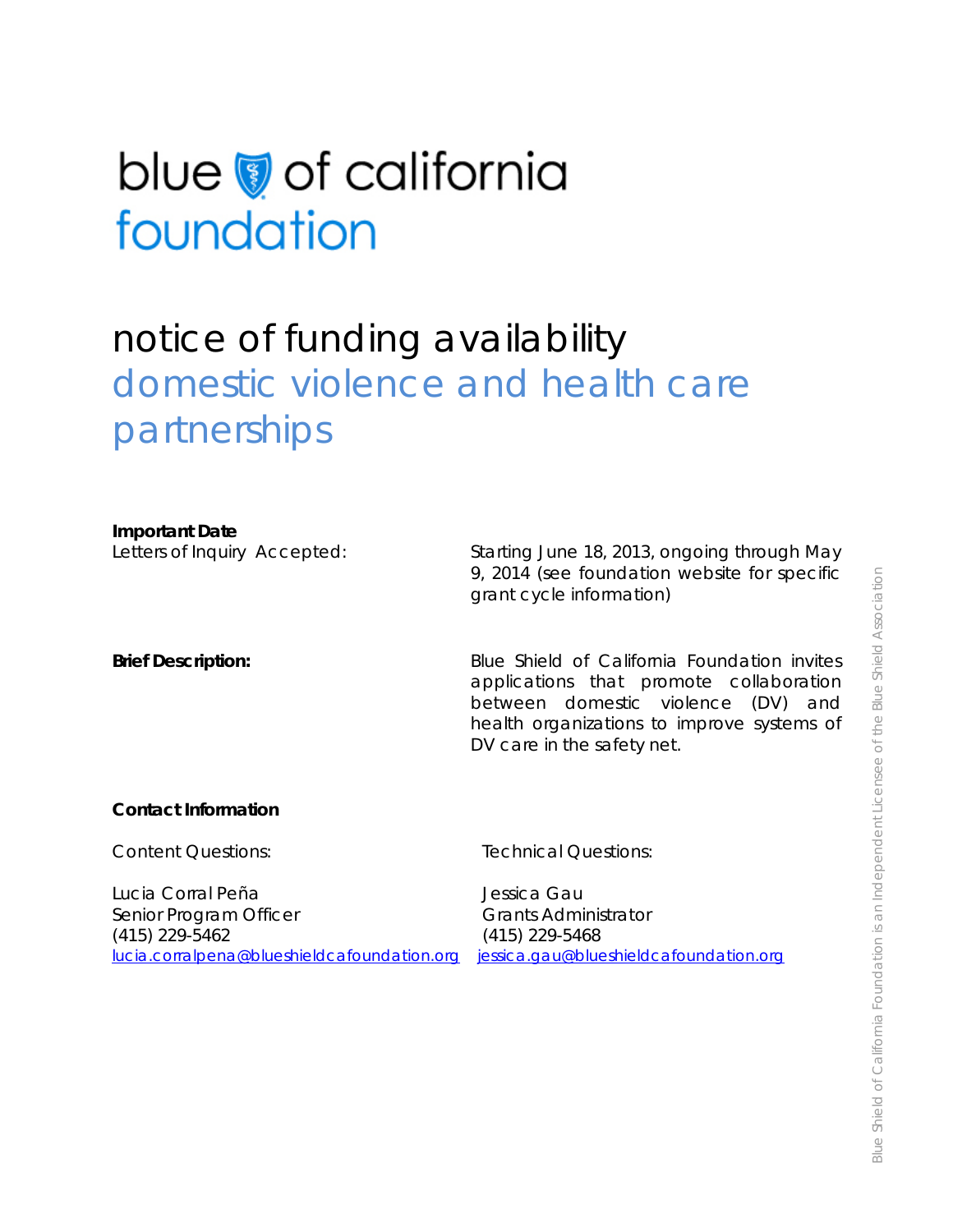blue of california
foundation

# notice of funding availability

## domestic violence and health care partnerships

**Important Date**

Letters of Inquiry Accepted: Starting June 18, 2013, ongoing through May 9, 2014 (see foundation website for specific grant cycle information)

**Brief Description:** Blue Shield of California Foundation invites applications that promote collaboration between domestic violence (DV) and health organizations to improve systems of DV care in the safety net.

**Contact Information**

Content Questions:

Lucia Corral Peña
Senior Program Officer
(415) 229-5462
lucia.corralpena@blueshieldcafoundation.org

Technical Questions:

Jessica Gau
Grants Administrator
(415) 229-5468
jessica.gau@blueshieldcafoundation.org

Blue Shield of California Foundation is an Independent Licensee of the Blue Shield Association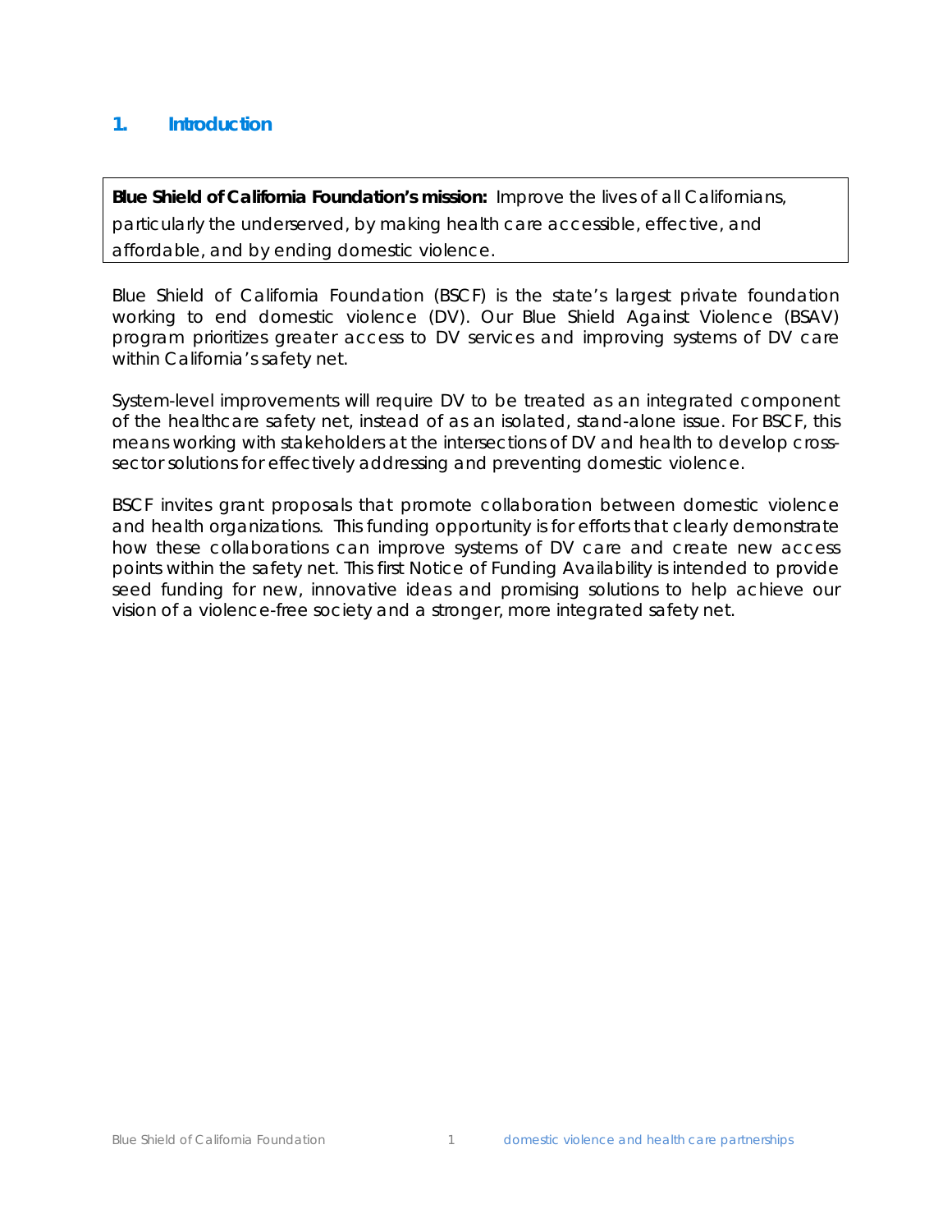## 1. Introduction

**Blue Shield of California Foundation's mission:** Improve the lives of all Californians, particularly the underserved, by making health care accessible, effective, and affordable, and by ending domestic violence.

Blue Shield of California Foundation (BSCF) is the state's largest private foundation working to end domestic violence (DV). Our Blue Shield Against Violence (BSAV) program prioritizes greater access to DV services and improving systems of DV care within California's safety net.

System-level improvements will require DV to be treated as an integrated component of the healthcare safety net, instead of as an isolated, stand-alone issue. For BSCF, this means working with stakeholders at the intersections of DV and health to develop cross-sector solutions for effectively addressing and preventing domestic violence.

BSCF invites grant proposals that promote collaboration between domestic violence and health organizations. This funding opportunity is for efforts that clearly demonstrate how these collaborations can improve systems of DV care and create new access points within the safety net. This first Notice of Funding Availability is intended to provide seed funding for new, innovative ideas and promising solutions to help achieve our vision of a violence-free society and a stronger, more integrated safety net.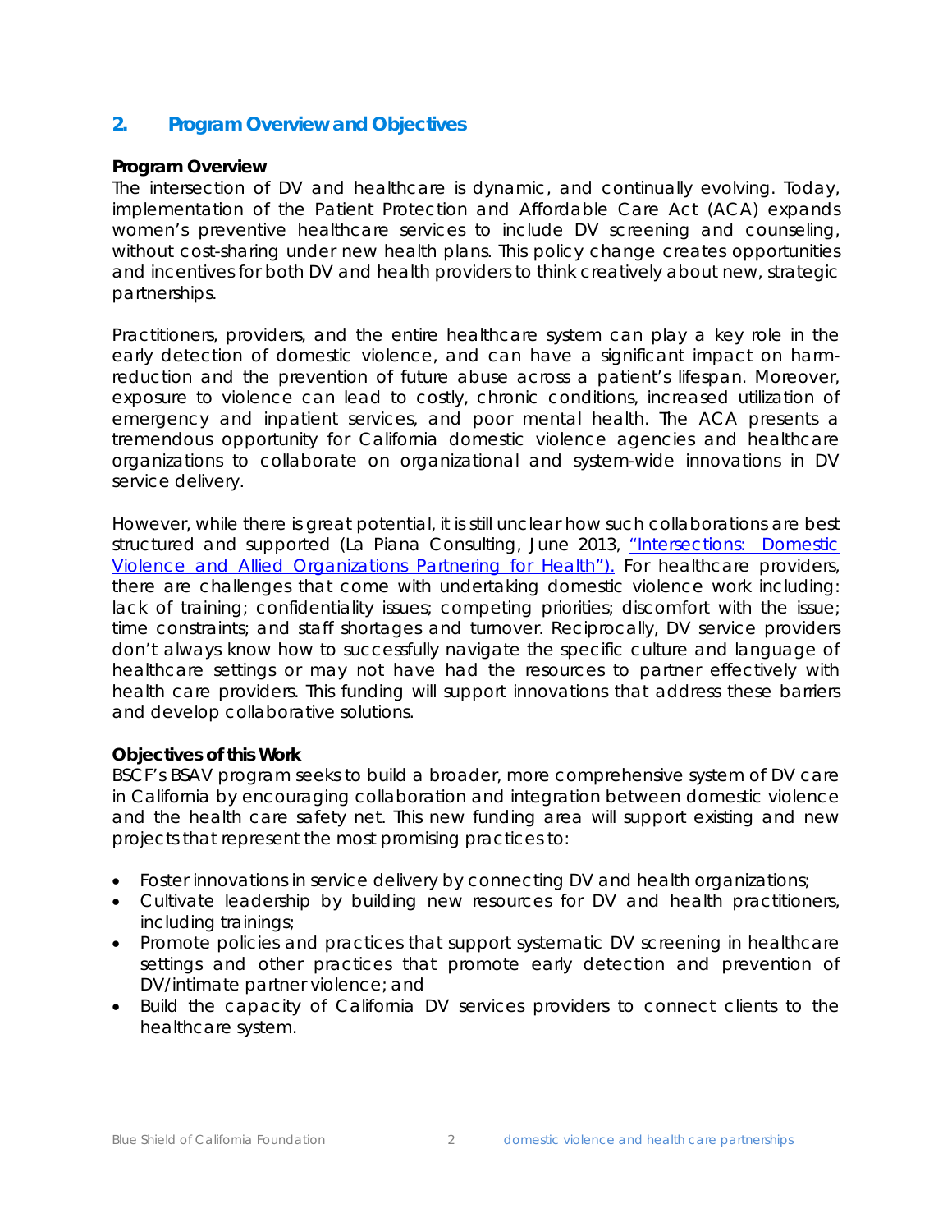## 2. Program Overview and Objectives

**Program Overview**

The intersection of DV and healthcare is dynamic, and continually evolving. Today, implementation of the Patient Protection and Affordable Care Act (ACA) expands women's preventive healthcare services to include DV screening and counseling, without cost-sharing under new health plans. This policy change creates opportunities and incentives for both DV and health providers to think creatively about new, strategic partnerships.

Practitioners, providers, and the entire healthcare system can play a key role in the early detection of domestic violence, and can have a significant impact on harm-reduction and the prevention of future abuse across a patient's lifespan. Moreover, exposure to violence can lead to costly, chronic conditions, increased utilization of emergency and inpatient services, and poor mental health. The ACA presents a tremendous opportunity for California domestic violence agencies and healthcare organizations to collaborate on organizational and system-wide innovations in DV service delivery.

However, while there is great potential, it is still unclear how such collaborations are best structured and supported (La Piana Consulting, June 2013, "Intersections: Domestic Violence and Allied Organizations Partnering for Health"). For healthcare providers, there are challenges that come with undertaking domestic violence work including: lack of training; confidentiality issues; competing priorities; discomfort with the issue; time constraints; and staff shortages and turnover. Reciprocally, DV service providers don't always know how to successfully navigate the specific culture and language of healthcare settings or may not have had the resources to partner effectively with health care providers. This funding will support innovations that address these barriers and develop collaborative solutions.

**Objectives of this Work**

BSCF's BSAV program seeks to build a broader, more comprehensive system of DV care in California by encouraging collaboration and integration between domestic violence and the health care safety net. This new funding area will support existing and new projects that represent the most promising practices to:

- Foster innovations in service delivery by connecting DV and health organizations;
- Cultivate leadership by building new resources for DV and health practitioners, including trainings;
- Promote policies and practices that support systematic DV screening in healthcare settings and other practices that promote early detection and prevention of DV/intimate partner violence; and
- Build the capacity of California DV services providers to connect clients to the healthcare system.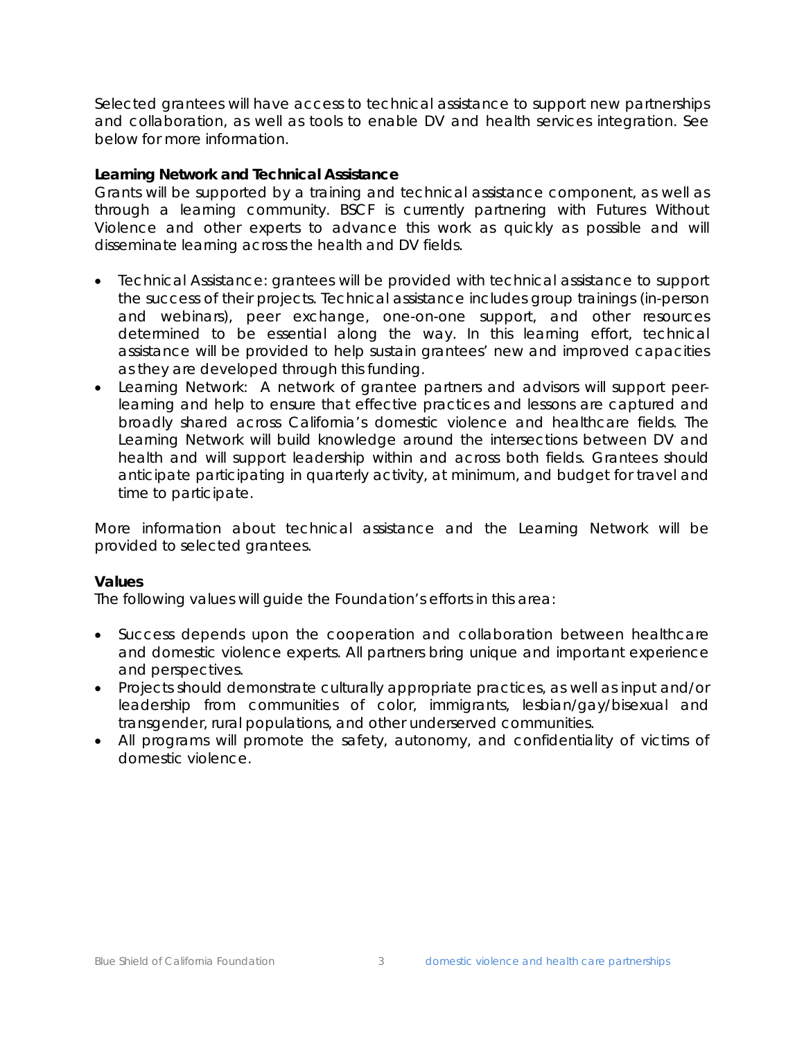Selected grantees will have access to technical assistance to support new partnerships and collaboration, as well as tools to enable DV and health services integration. See below for more information.

**Learning Network and Technical Assistance**

Grants will be supported by a training and technical assistance component, as well as through a learning community. BSCF is currently partnering with Futures Without Violence and other experts to advance this work as quickly as possible and will disseminate learning across the health and DV fields.

- Technical Assistance: grantees will be provided with technical assistance to support the success of their projects. Technical assistance includes group trainings (in-person and webinars), peer exchange, one-on-one support, and other resources determined to be essential along the way. In this learning effort, technical assistance will be provided to help sustain grantees' new and improved capacities as they are developed through this funding.
- Learning Network: A network of grantee partners and advisors will support peer-learning and help to ensure that effective practices and lessons are captured and broadly shared across California's domestic violence and healthcare fields. The Learning Network will build knowledge around the intersections between DV and health and will support leadership within and across both fields. Grantees should anticipate participating in quarterly activity, at minimum, and budget for travel and time to participate.

More information about technical assistance and the Learning Network will be provided to selected grantees.

**Values**

The following values will guide the Foundation's efforts in this area:

- Success depends upon the cooperation and collaboration between healthcare and domestic violence experts. All partners bring unique and important experience and perspectives.
- Projects should demonstrate culturally appropriate practices, as well as input and/or leadership from communities of color, immigrants, lesbian/gay/bisexual and transgender, rural populations, and other underserved communities.
- All programs will promote the safety, autonomy, and confidentiality of victims of domestic violence.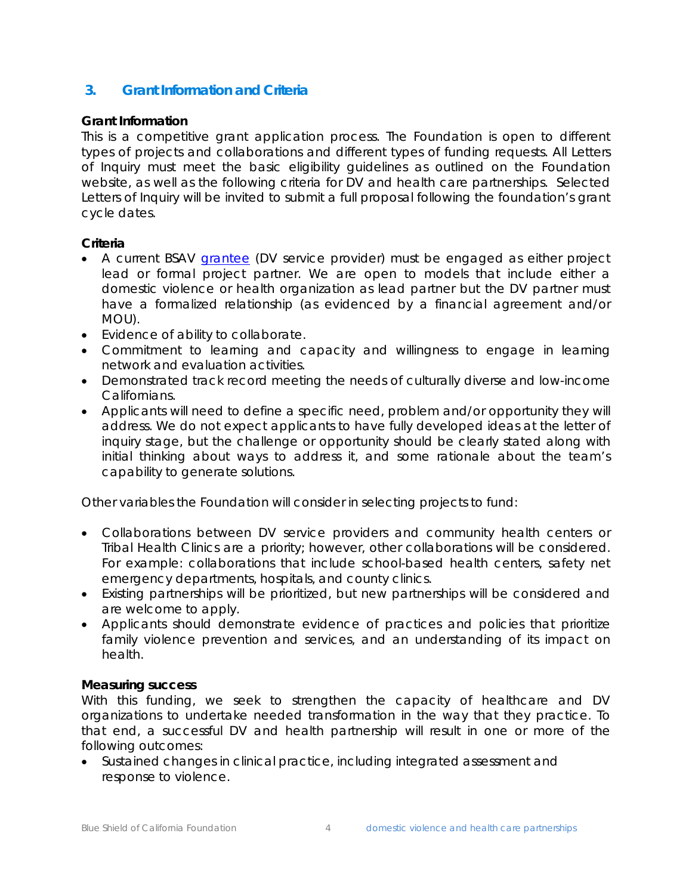## 3. Grant Information and Criteria

**Grant Information**

This is a competitive grant application process. The Foundation is open to different types of projects and collaborations and different types of funding requests. All Letters of Inquiry must meet the basic eligibility guidelines as outlined on the Foundation website, as well as the following criteria for DV and health care partnerships. Selected Letters of Inquiry will be invited to submit a full proposal following the foundation's grant cycle dates.

**Criteria**

- A current BSAV grantee (DV service provider) must be engaged as either project lead or formal project partner. We are open to models that include either a domestic violence or health organization as lead partner but the DV partner must have a formalized relationship (as evidenced by a financial agreement and/or MOU).
- Evidence of ability to collaborate.
- Commitment to learning and capacity and willingness to engage in learning network and evaluation activities.
- Demonstrated track record meeting the needs of culturally diverse and low-income Californians.
- Applicants will need to define a specific need, problem and/or opportunity they will address. We do not expect applicants to have fully developed ideas at the letter of inquiry stage, but the challenge or opportunity should be clearly stated along with initial thinking about ways to address it, and some rationale about the team's capability to generate solutions.

Other variables the Foundation will consider in selecting projects to fund:

- Collaborations between DV service providers and community health centers or Tribal Health Clinics are a priority; however, other collaborations will be considered. For example: collaborations that include school-based health centers, safety net emergency departments, hospitals, and county clinics.
- Existing partnerships will be prioritized, but new partnerships will be considered and are welcome to apply.
- Applicants should demonstrate evidence of practices and policies that prioritize family violence prevention and services, and an understanding of its impact on health.

**Measuring success**

With this funding, we seek to strengthen the capacity of healthcare and DV organizations to undertake needed transformation in the way that they practice. To that end, a successful DV and health partnership will result in one or more of the following outcomes:

- Sustained changes in clinical practice, including integrated assessment and response to violence.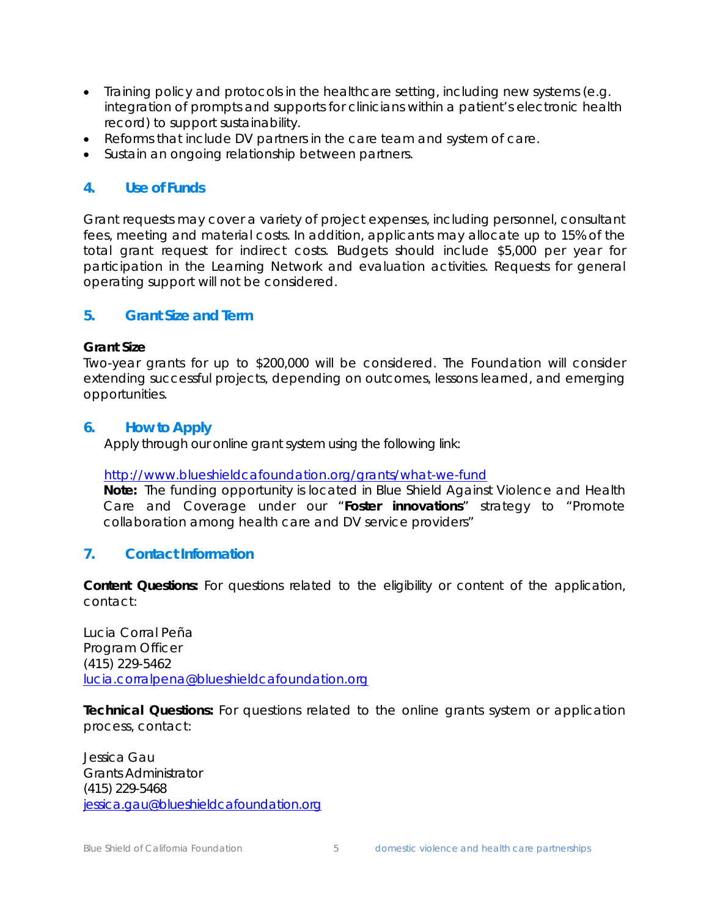- Training policy and protocols in the healthcare setting, including new systems (e.g. integration of prompts and supports for clinicians within a patient's electronic health record) to support sustainability.
- Reforms that include DV partners in the care team and system of care.
- Sustain an ongoing relationship between partners.

## 4. Use of Funds

Grant requests may cover a variety of project expenses, including personnel, consultant fees, meeting and material costs. In addition, applicants may allocate up to 15% of the total grant request for indirect costs. Budgets should include $5,000 per year for participation in the Learning Network and evaluation activities. Requests for general operating support will not be considered.

## 5. Grant Size and Term

**Grant Size**
Two-year grants for up to $200,000 will be considered. The Foundation will consider extending successful projects, depending on outcomes, lessons learned, and emerging opportunities.

## 6. How to Apply

Apply through our online grant system using the following link:

http://www.blueshieldcafoundation.org/grants/what-we-fund

**Note:** The funding opportunity is located in Blue Shield Against Violence and Health Care and Coverage under our "**Foster innovations**" strategy to "Promote collaboration among health care and DV service providers"

## 7. Contact Information

**Content Questions:** For questions related to the eligibility or content of the application, contact:

Lucia Corral Peña
Program Officer
(415) 229-5462
lucia.corralpena@blueshieldcafoundation.org

**Technical Questions:** For questions related to the online grants system or application process, contact:

Jessica Gau
Grants Administrator
(415) 229-5468
jessica.gau@blueshieldcafoundation.org